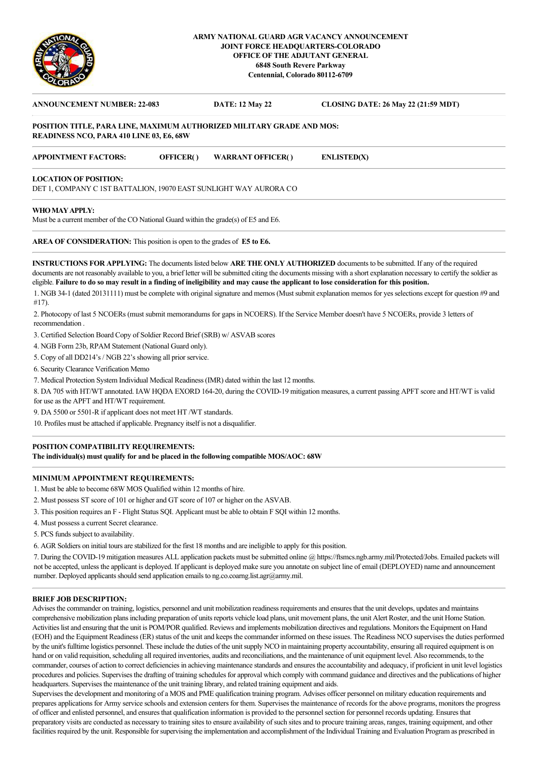**ARMY NATIONAL GUARD AGR VACANCY ANNOUNCEMENT**
**JOINT FORCE HEADQUARTERS-COLORADO**
**OFFICE OF THE ADJUTANT GENERAL**
**6848 South Revere Parkway**
**Centennial, Colorado 80112-6709**

**ANNOUNCEMENT NUMBER: 22-083** **DATE: 12 May 22** **CLOSING DATE: 26 May 22 (21:59 MDT)**

**POSITION TITLE, PARA LINE, MAXIMUM AUTHORIZED MILITARY GRADE AND MOS:**
**READINESS NCO, PARA 410 LINE 03, E6, 68W**

**APPOINTMENT FACTORS:** **OFFICER( )** **WARRANT OFFICER( )** **ENLISTED(X)**

**LOCATION OF POSITION:**
DET 1, COMPANY C 1ST BATTALION, 19070 EAST SUNLIGHT WAY AURORA CO

**WHO MAY APPLY:**
Must be a current member of the CO National Guard within the grade(s) of E5 and E6.

**AREA OF CONSIDERATION:** This position is open to the grades of **E5 to E6.**

**INSTRUCTIONS FOR APPLYING:** The documents listed below **ARE THE ONLY AUTHORIZED** documents to be submitted. If any of the required documents are not reasonably available to you, a brief letter will be submitted citing the documents missing with a short explanation necessary to certify the soldier as eligible. **Failure to do so may result in a finding of ineligibility and may cause the applicant to lose consideration for this position.**

1. NGB 34-1 (dated 20131111) must be complete with original signature and memos (Must submit explanation memos for yes selections except for question #9 and #17).
2. Photocopy of last 5 NCOERs (must submit memorandums for gaps in NCOERS). If the Service Member doesn't have 5 NCOERs, provide 3 letters of recommendation .
3. Certified Selection Board Copy of Soldier Record Brief (SRB) w/ ASVAB scores
4. NGB Form 23b, RPAM Statement (National Guard only).
5. Copy of all DD214's / NGB 22's showing all prior service.
6. Security Clearance Verification Memo
7. Medical Protection System Individual Medical Readiness (IMR) dated within the last 12 months.
8. DA 705 with HT/WT annotated. IAW HQDA EXORD 164-20, during the COVID-19 mitigation measures, a current passing APFT score and HT/WT is valid for use as the APFT and HT/WT requirement.
9. DA 5500 or 5501-R if applicant does not meet HT /WT standards.
10. Profiles must be attached if applicable. Pregnancy itself is not a disqualifier.

**POSITION COMPATIBILITY REQUIREMENTS:**
**The individual(s) must qualify for and be placed in the following compatible MOS/AOC: 68W**

**MINIMUM APPOINTMENT REQUIREMENTS:**

1. Must be able to become 68W MOS Qualified within 12 months of hire.
2. Must possess ST score of 101 or higher and GT score of 107 or higher on the ASVAB.
3. This position requires an F - Flight Status SQI. Applicant must be able to obtain F SQI within 12 months.
4. Must possess a current Secret clearance.
5. PCS funds subject to availability.
6. AGR Soldiers on initial tours are stabilized for the first 18 months and are ineligible to apply for this position.
7. During the COVID-19 mitigation measures ALL application packets must be submitted online @ https://ftsmcs.ngb.army.mil/Protected/Jobs. Emailed packets will not be accepted, unless the applicant is deployed. If applicant is deployed make sure you annotate on subject line of email (DEPLOYED) name and announcement number. Deployed applicants should send application emails to ng.co.coarng.list.agr@army.mil.

**BRIEF JOB DESCRIPTION:**
Advises the commander on training, logistics, personnel and unit mobilization readiness requirements and ensures that the unit develops, updates and maintains comprehensive mobilization plans including preparation of units reports vehicle load plans, unit movement plans, the unit Alert Roster, and the unit Home Station. Activities list and ensuring that the unit is POM/POR qualified. Reviews and implements mobilization directives and regulations. Monitors the Equipment on Hand (EOH) and the Equipment Readiness (ER) status of the unit and keeps the commander informed on these issues. The Readiness NCO supervises the duties performed by the unit's fulltime logistics personnel. These include the duties of the unit supply NCO in maintaining property accountability, ensuring all required equipment is on hand or on valid requisition, scheduling all required inventories, audits and reconciliations, and the maintenance of unit equipment level. Also recommends, to the commander, courses of action to correct deficiencies in achieving maintenance standards and ensures the accountability and adequacy, if proficient in unit level logistics procedures and policies. Supervises the drafting of training schedules for approval which comply with command guidance and directives and the publications of higher headquarters. Supervises the maintenance of the unit training library, and related training equipment and aids.
Supervises the development and monitoring of a MOS and PME qualification training program. Advises officer personnel on military education requirements and prepares applications for Army service schools and extension centers for them. Supervises the maintenance of records for the above programs, monitors the progress of officer and enlisted personnel, and ensures that qualification information is provided to the personnel section for personnel records updating. Ensures that preparatory visits are conducted as necessary to training sites to ensure availability of such sites and to procure training areas, ranges, training equipment, and other facilities required by the unit. Responsible for supervising the implementation and accomplishment of the Individual Training and Evaluation Program as prescribed in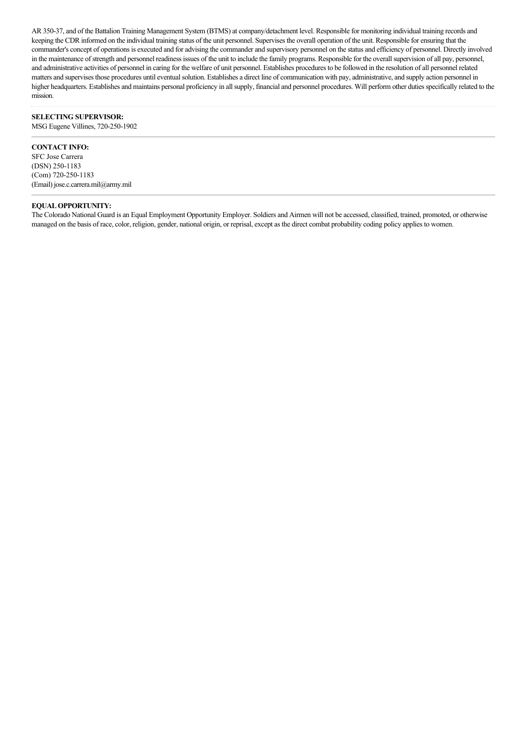AR 350-37, and of the Battalion Training Management System (BTMS) at company/detachment level. Responsible for monitoring individual training records and keeping the CDR informed on the individual training status of the unit personnel. Supervises the overall operation of the unit. Responsible for ensuring that the commander's concept of operations is executed and for advising the commander and supervisory personnel on the status and efficiency of personnel. Directly involved in the maintenance of strength and personnel readiness issues of the unit to include the family programs. Responsible for the overall supervision of all pay, personnel, and administrative activities of personnel in caring for the welfare of unit personnel. Establishes procedures to be followed in the resolution of all personnel related matters and supervises those procedures until eventual solution. Establishes a direct line of communication with pay, administrative, and supply action personnel in higher headquarters. Establishes and maintains personal proficiency in all supply, financial and personnel procedures. Will perform other duties specifically related to the mission.

**SELECTING SUPERVISOR:**
MSG Eugene Villines, 720-250-1902

---

**CONTACT INFO:**
SFC Jose Carrera
(DSN) 250-1183
(Com) 720-250-1183
(Email) jose.c.carrera.mil@army.mil

---

**EQUAL OPPORTUNITY:**
The Colorado National Guard is an Equal Employment Opportunity Employer. Soldiers and Airmen will not be accessed, classified, trained, promoted, or otherwise managed on the basis of race, color, religion, gender, national origin, or reprisal, except as the direct combat probability coding policy applies to women.